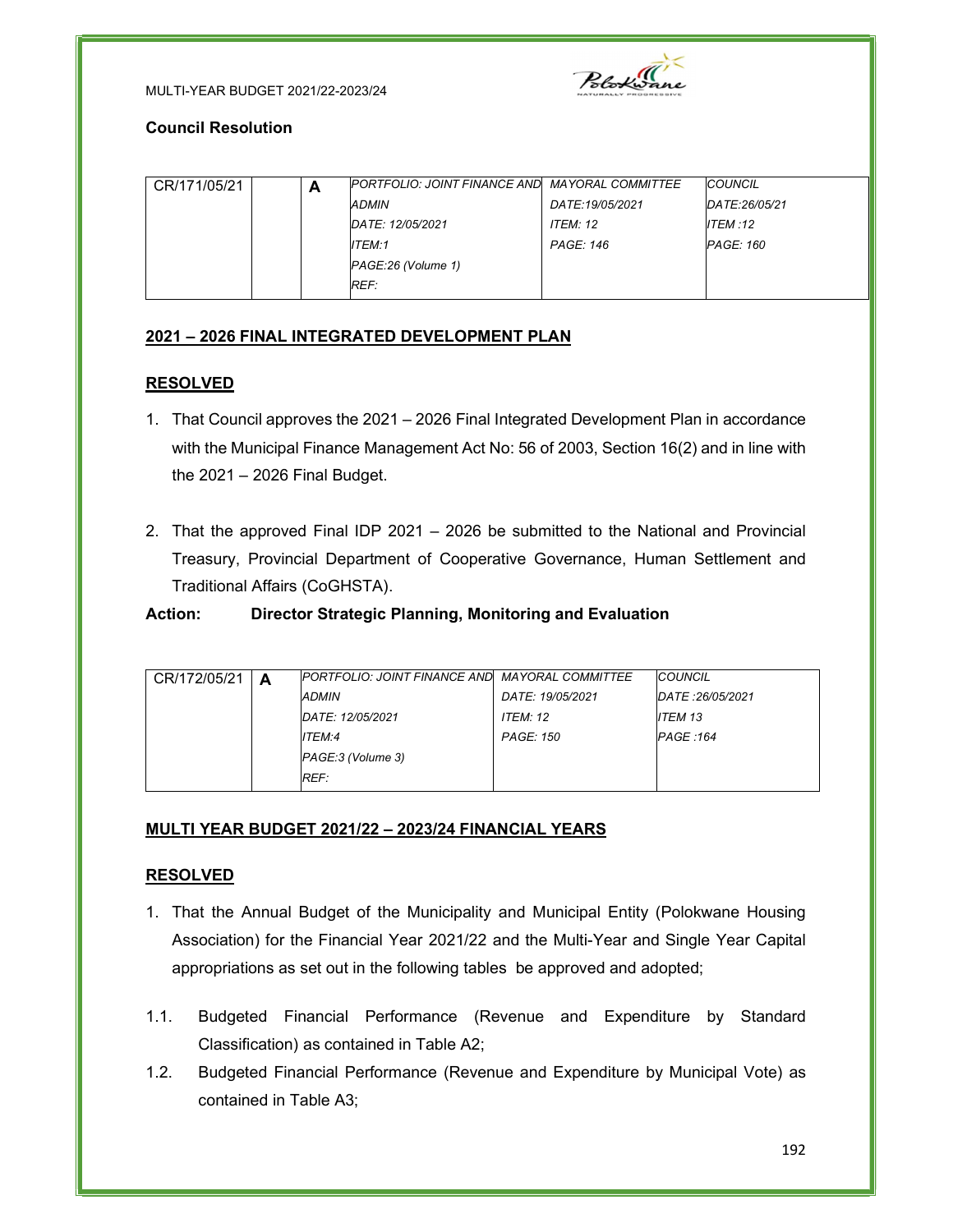## Council Resolution

| CR/171/05/21 | | A | PORTFOLIO: JOINT FINANCE AND ADMIN<br>DATE: 12/05/2021<br>ITEM:1<br>PAGE:26 (Volume 1)<br>REF: | MAYORAL COMMITTEE<br>DATE:19/05/2021<br>ITEM: 12<br>PAGE: 146 | COUNCIL<br>DATE:26/05/21<br>ITEM :12<br>PAGE: 160 |
|---|---|---|---|---|---|

**2021 – 2026 FINAL INTEGRATED DEVELOPMENT PLAN**

**RESOLVED**

1. That Council approves the 2021 – 2026 Final Integrated Development Plan in accordance with the Municipal Finance Management Act No: 56 of 2003, Section 16(2) and in line with the 2021 – 2026 Final Budget.

2. That the approved Final IDP 2021 – 2026 be submitted to the National and Provincial Treasury, Provincial Department of Cooperative Governance, Human Settlement and Traditional Affairs (CoGHSTA).

**Action: Director Strategic Planning, Monitoring and Evaluation**

| CR/172/05/21 | A | PORTFOLIO: JOINT FINANCE AND ADMIN<br>DATE: 12/05/2021<br>ITEM:4<br>PAGE:3 (Volume 3)<br>REF: | MAYORAL COMMITTEE<br>DATE: 19/05/2021<br>ITEM: 12<br>PAGE: 150 | COUNCIL<br>DATE :26/05/2021<br>ITEM 13<br>PAGE :164 |
|---|---|---|---|---|

**MULTI YEAR BUDGET 2021/22 – 2023/24 FINANCIAL YEARS**

**RESOLVED**

1. That the Annual Budget of the Municipality and Municipal Entity (Polokwane Housing Association) for the Financial Year 2021/22 and the Multi-Year and Single Year Capital appropriations as set out in the following tables be approved and adopted;

1.1. Budgeted Financial Performance (Revenue and Expenditure by Standard Classification) as contained in Table A2;

1.2. Budgeted Financial Performance (Revenue and Expenditure by Municipal Vote) as contained in Table A3;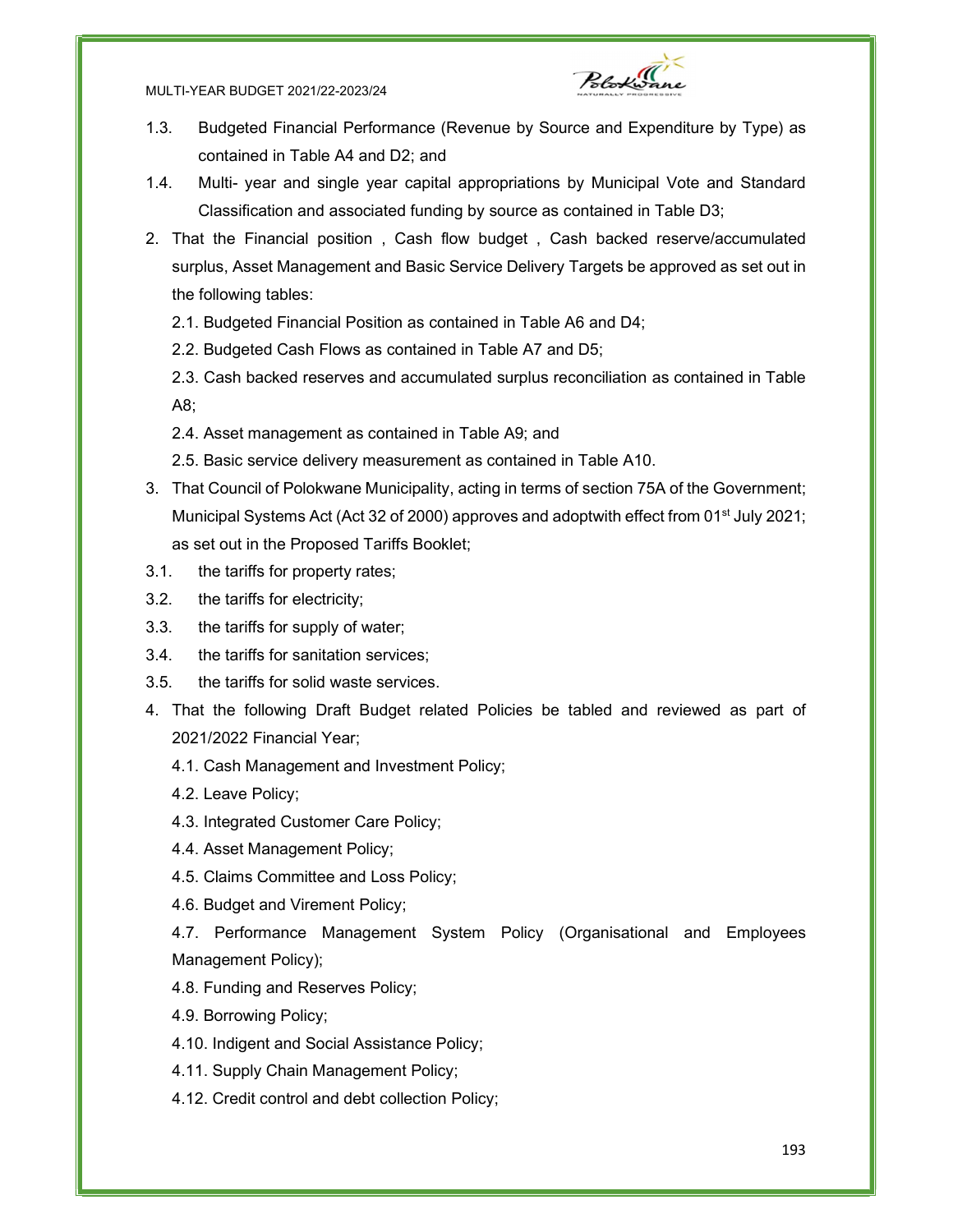1.3. Budgeted Financial Performance (Revenue by Source and Expenditure by Type) as contained in Table A4 and D2; and

1.4. Multi- year and single year capital appropriations by Municipal Vote and Standard Classification and associated funding by source as contained in Table D3;

2. That the Financial position , Cash flow budget , Cash backed reserve/accumulated surplus, Asset Management and Basic Service Delivery Targets be approved as set out in the following tables:

   2.1. Budgeted Financial Position as contained in Table A6 and D4;

   2.2. Budgeted Cash Flows as contained in Table A7 and D5;

   2.3. Cash backed reserves and accumulated surplus reconciliation as contained in Table A8;

   2.4. Asset management as contained in Table A9; and

   2.5. Basic service delivery measurement as contained in Table A10.

3. That Council of Polokwane Municipality, acting in terms of section 75A of the Government; Municipal Systems Act (Act 32 of 2000) approves and adoptwith effect from 01st July 2021; as set out in the Proposed Tariffs Booklet;

3.1. the tariffs for property rates;

3.2. the tariffs for electricity;

3.3. the tariffs for supply of water;

3.4. the tariffs for sanitation services;

3.5. the tariffs for solid waste services.

4. That the following Draft Budget related Policies be tabled and reviewed as part of 2021/2022 Financial Year;

   4.1. Cash Management and Investment Policy;

   4.2. Leave Policy;

   4.3. Integrated Customer Care Policy;

   4.4. Asset Management Policy;

   4.5. Claims Committee and Loss Policy;

   4.6. Budget and Virement Policy;

   4.7. Performance Management System Policy (Organisational and Employees Management Policy);

   4.8. Funding and Reserves Policy;

   4.9. Borrowing Policy;

   4.10. Indigent and Social Assistance Policy;

   4.11. Supply Chain Management Policy;

   4.12. Credit control and debt collection Policy;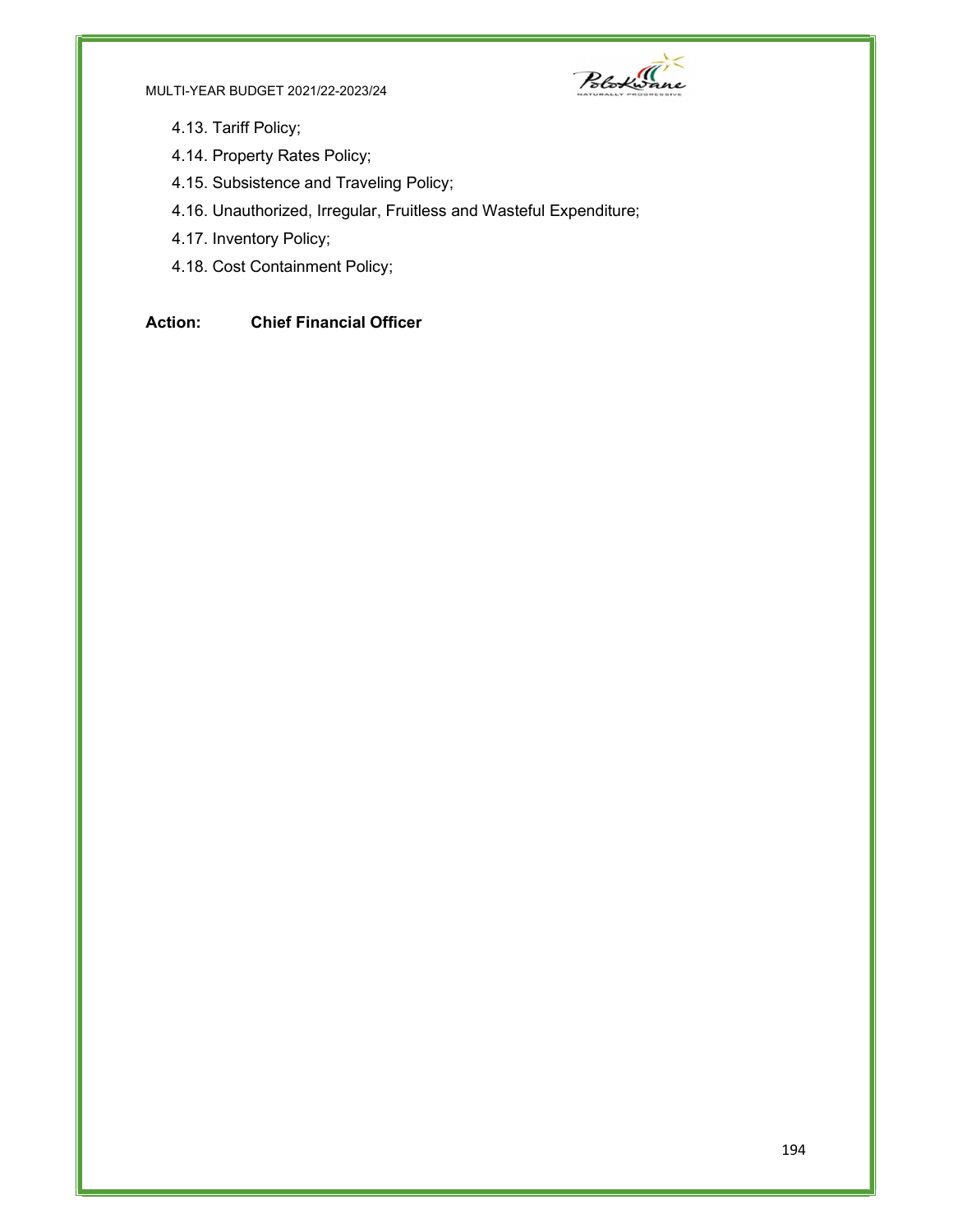4.13. Tariff Policy;

4.14. Property Rates Policy;

4.15. Subsistence and Traveling Policy;

4.16. Unauthorized, Irregular, Fruitless and Wasteful Expenditure;

4.17. Inventory Policy;

4.18. Cost Containment Policy;

**Action:** **Chief Financial Officer**